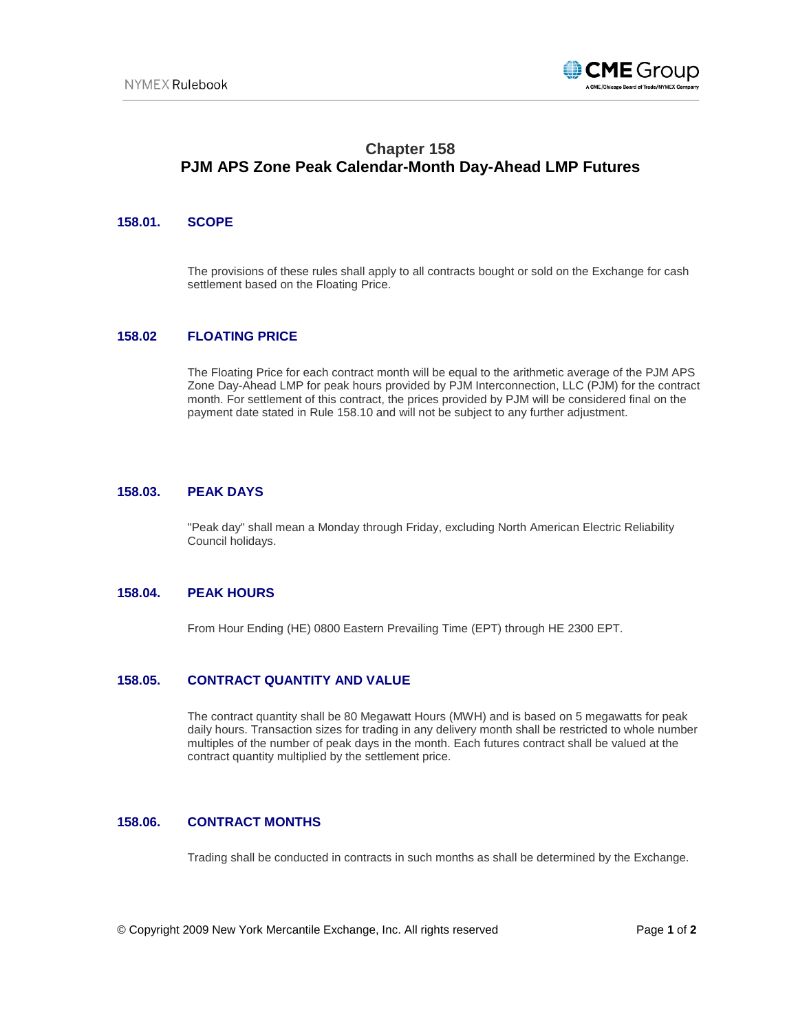# Chapter 158
# PJM APS Zone Peak Calendar-Month Day-Ahead LMP Futures

## 158.01. SCOPE

The provisions of these rules shall apply to all contracts bought or sold on the Exchange for cash settlement based on the Floating Price.

## 158.02 FLOATING PRICE

The Floating Price for each contract month will be equal to the arithmetic average of the PJM APS Zone Day-Ahead LMP for peak hours provided by PJM Interconnection, LLC (PJM) for the contract month. For settlement of this contract, the prices provided by PJM will be considered final on the payment date stated in Rule 158.10 and will not be subject to any further adjustment.

## 158.03. PEAK DAYS

"Peak day" shall mean a Monday through Friday, excluding North American Electric Reliability Council holidays.

## 158.04. PEAK HOURS

From Hour Ending (HE) 0800 Eastern Prevailing Time (EPT) through HE 2300 EPT.

## 158.05. CONTRACT QUANTITY AND VALUE

The contract quantity shall be 80 Megawatt Hours (MWH) and is based on 5 megawatts for peak daily hours. Transaction sizes for trading in any delivery month shall be restricted to whole number multiples of the number of peak days in the month. Each futures contract shall be valued at the contract quantity multiplied by the settlement price.

## 158.06. CONTRACT MONTHS

Trading shall be conducted in contracts in such months as shall be determined by the Exchange.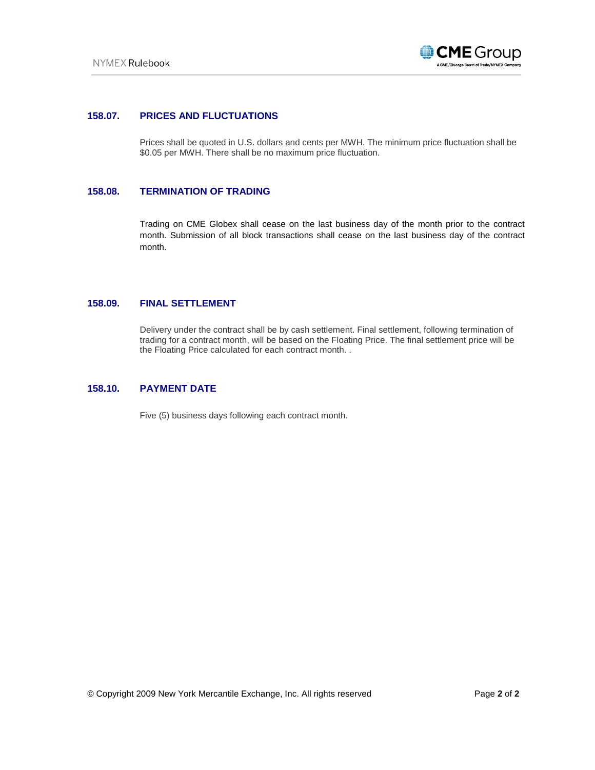## 158.07. PRICES AND FLUCTUATIONS

Prices shall be quoted in U.S. dollars and cents per MWH. The minimum price fluctuation shall be $0.05 per MWH. There shall be no maximum price fluctuation.

## 158.08. TERMINATION OF TRADING

Trading on CME Globex shall cease on the last business day of the month prior to the contract month. Submission of all block transactions shall cease on the last business day of the contract month.

## 158.09. FINAL SETTLEMENT

Delivery under the contract shall be by cash settlement. Final settlement, following termination of trading for a contract month, will be based on the Floating Price. The final settlement price will be the Floating Price calculated for each contract month. .

## 158.10. PAYMENT DATE

Five (5) business days following each contract month.

© Copyright 2009 New York Mercantile Exchange, Inc. All rights reserved